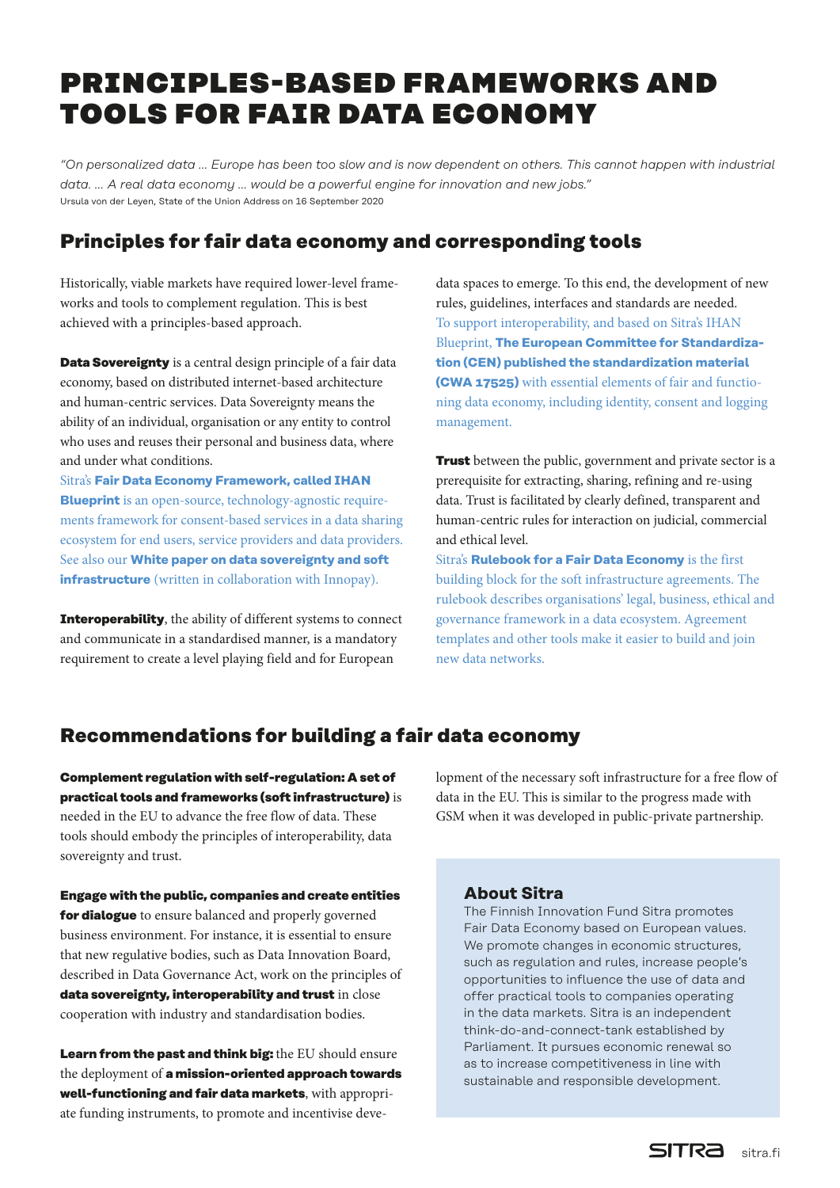# PRINCIPLES-BASED FRAMEWORKS AND TOOLS FOR FAIR DATA ECONOMY

*"On personalized data … Europe has been too slow and is now dependent on others. This cannot happen with industrial data. … A real data economy … would be a powerful engine for innovation and new jobs."*
Ursula von der Leyen, State of the Union Address on 16 September 2020

## Principles for fair data economy and corresponding tools

Historically, viable markets have required lower-level frameworks and tools to complement regulation. This is best achieved with a principles-based approach.

**Data Sovereignty** is a central design principle of a fair data economy, based on distributed internet-based architecture and human-centric services. Data Sovereignty means the ability of an individual, organisation or any entity to control who uses and reuses their personal and business data, where and under what conditions.
Sitra's **Fair Data Economy Framework, called IHAN Blueprint** is an open-source, technology-agnostic requirements framework for consent-based services in a data sharing ecosystem for end users, service providers and data providers. See also our **White paper on data sovereignty and soft infrastructure** (written in collaboration with Innopay).

**Interoperability**, the ability of different systems to connect and communicate in a standardised manner, is a mandatory requirement to create a level playing field and for European data spaces to emerge. To this end, the development of new rules, guidelines, interfaces and standards are needed.
To support interoperability, and based on Sitra's IHAN Blueprint, **The European Committee for Standardization (CEN) published the standardization material (CWA 17525)** with essential elements of fair and functioning data economy, including identity, consent and logging management.

**Trust** between the public, government and private sector is a prerequisite for extracting, sharing, refining and re-using data. Trust is facilitated by clearly defined, transparent and human-centric rules for interaction on judicial, commercial and ethical level.
Sitra's **Rulebook for a Fair Data Economy** is the first building block for the soft infrastructure agreements. The rulebook describes organisations' legal, business, ethical and governance framework in a data ecosystem. Agreement templates and other tools make it easier to build and join new data networks.

## Recommendations for building a fair data economy

**Complement regulation with self-regulation: A set of practical tools and frameworks (soft infrastructure)** is needed in the EU to advance the free flow of data. These tools should embody the principles of interoperability, data sovereignty and trust.

**Engage with the public, companies and create entities for dialogue** to ensure balanced and properly governed business environment. For instance, it is essential to ensure that new regulative bodies, such as Data Innovation Board, described in Data Governance Act, work on the principles of **data sovereignty, interoperability and trust** in close cooperation with industry and standardisation bodies.

**Learn from the past and think big:** the EU should ensure the deployment of **a mission-oriented approach towards well-functioning and fair data markets**, with appropriate funding instruments, to promote and incentivise development of the necessary soft infrastructure for a free flow of data in the EU. This is similar to the progress made with GSM when it was developed in public-private partnership.

### About Sitra

The Finnish Innovation Fund Sitra promotes Fair Data Economy based on European values. We promote changes in economic structures, such as regulation and rules, increase people's opportunities to influence the use of data and offer practical tools to companies operating in the data markets. Sitra is an independent think-do-and-connect-tank established by Parliament. It pursues economic renewal so as to increase competitiveness in line with sustainable and responsible development.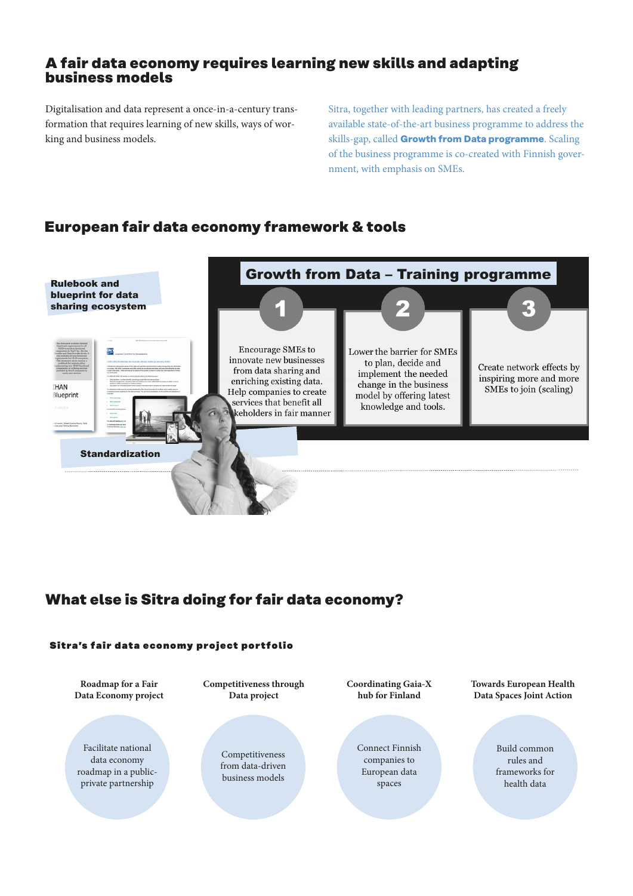## A fair data economy requires learning new skills and adapting business models

Digitalisation and data represent a once-in-a-century transformation that requires learning of new skills, ways of working and business models.

Sitra, together with leading partners, has created a freely available state-of-the-art business programme to address the skills-gap, called **Growth from Data programme**. Scaling of the business programme is co-created with Finnish government, with emphasis on SMEs.

## European fair data economy framework & tools

**Rulebook and blueprint for data sharing ecosystem**

**Standardization**

### Growth from Data – Training programme

**1** Encourage SMEs to innovate new businesses from data sharing and enriching existing data. Help companies to create services that benefit all stakeholders in fair manner

**2** Lower the barrier for SMEs to plan, decide and implement the needed change in the business model by offering latest knowledge and tools.

**3** Create network effects by inspiring more and more SMEs to join (scaling)

## What else is Sitra doing for fair data economy?

### Sitra's fair data economy project portfolio

**Roadmap for a Fair Data Economy project**
Facilitate national data economy roadmap in a public-private partnership

**Competitiveness through Data project**
Competitiveness from data-driven business models

**Coordinating Gaia-X hub for Finland**
Connect Finnish companies to European data spaces

**Towards European Health Data Spaces Joint Action**
Build common rules and frameworks for health data